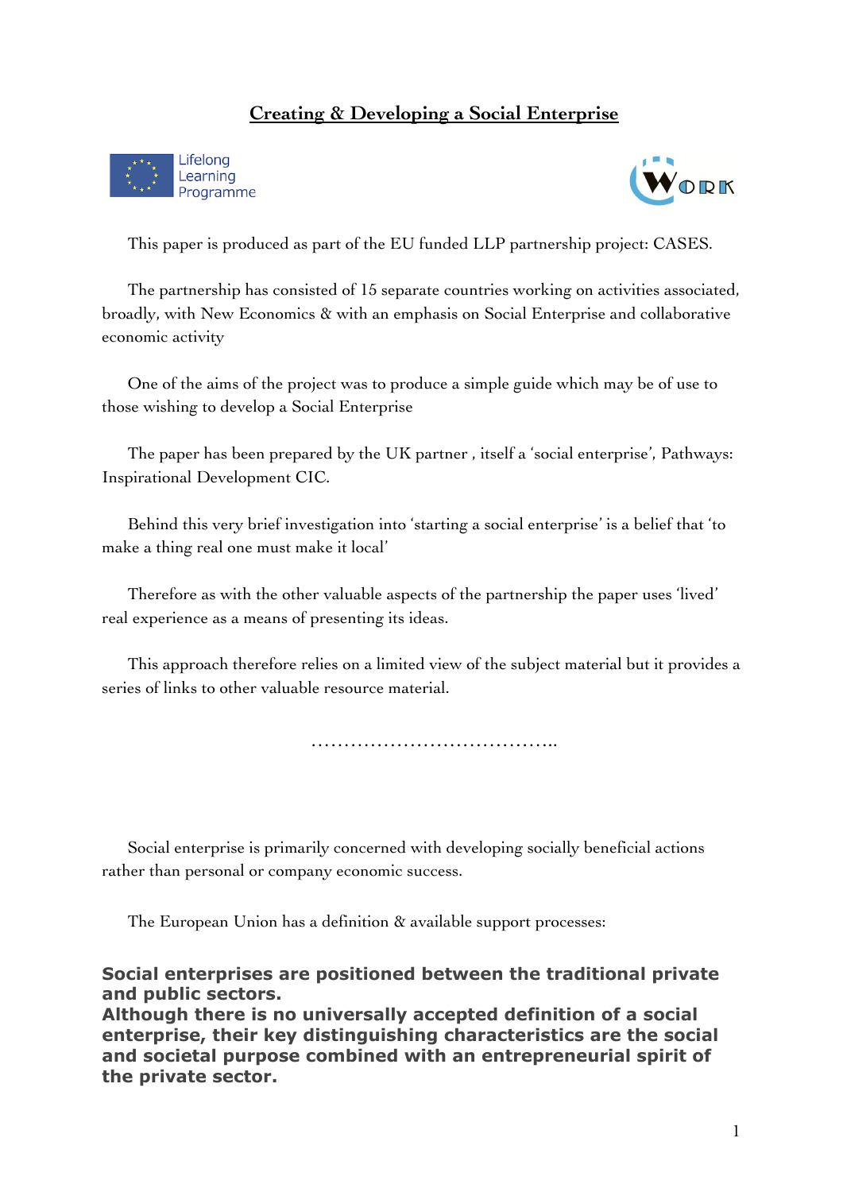# Creating & Developing a Social Enterprise

Lifelong Learning Programme

WORK

This paper is produced as part of the EU funded LLP partnership project: CASES.

The partnership has consisted of 15 separate countries working on activities associated, broadly, with New Economics & with an emphasis on Social Enterprise and collaborative economic activity

One of the aims of the project was to produce a simple guide which may be of use to those wishing to develop a Social Enterprise

The paper has been prepared by the UK partner , itself a 'social enterprise', Pathways: Inspirational Development CIC.

Behind this very brief investigation into 'starting a social enterprise' is a belief that 'to make a thing real one must make it local'

Therefore as with the other valuable aspects of the partnership the paper uses 'lived' real experience as a means of presenting its ideas.

This approach therefore relies on a limited view of the subject material but it provides a series of links to other valuable resource material.

…………………………………..

Social enterprise is primarily concerned with developing socially beneficial actions rather than personal or company economic success.

The European Union has a definition & available support processes:

**Social enterprises are positioned between the traditional private and public sectors.**
**Although there is no universally accepted definition of a social enterprise, their key distinguishing characteristics are the social and societal purpose combined with an entrepreneurial spirit of the private sector.**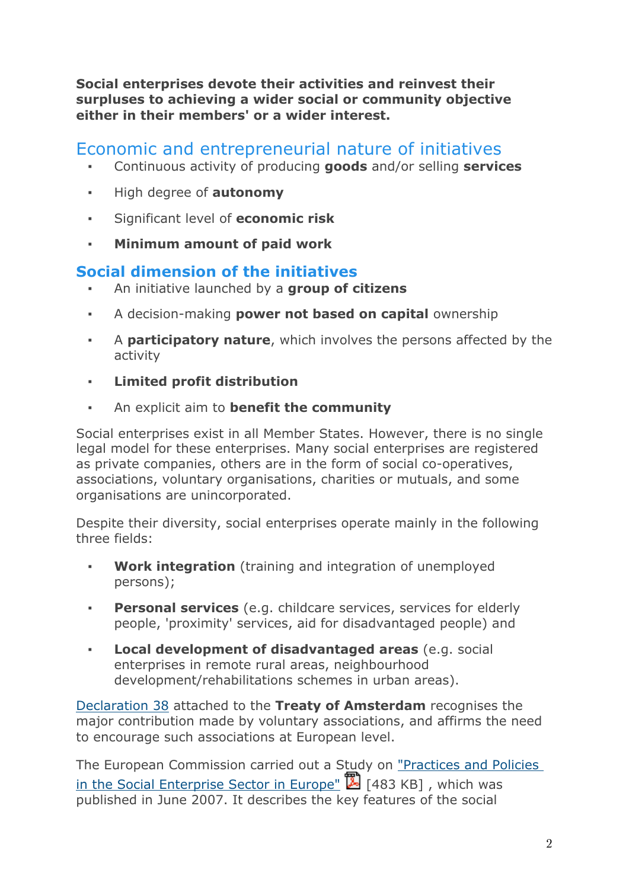**Social enterprises devote their activities and reinvest their surpluses to achieving a wider social or community objective either in their members' or a wider interest.**

## Economic and entrepreneurial nature of initiatives

- Continuous activity of producing **goods** and/or selling **services**
- High degree of **autonomy**
- Significant level of **economic risk**
- **Minimum amount of paid work**

## **Social dimension of the initiatives**

- An initiative launched by a **group of citizens**
- A decision-making **power not based on capital** ownership
- A **participatory nature**, which involves the persons affected by the activity
- **Limited profit distribution**
- An explicit aim to **benefit the community**

Social enterprises exist in all Member States. However, there is no single legal model for these enterprises. Many social enterprises are registered as private companies, others are in the form of social co-operatives, associations, voluntary organisations, charities or mutuals, and some organisations are unincorporated.

Despite their diversity, social enterprises operate mainly in the following three fields:

- **Work integration** (training and integration of unemployed persons);
- **Personal services** (e.g. childcare services, services for elderly people, 'proximity' services, aid for disadvantaged people) and
- **Local development of disadvantaged areas** (e.g. social enterprises in remote rural areas, neighbourhood development/rehabilitations schemes in urban areas).

Declaration 38 attached to the **Treaty of Amsterdam** recognises the major contribution made by voluntary associations, and affirms the need to encourage such associations at European level.

The European Commission carried out a Study on "Practices and Policies in the Social Enterprise Sector in Europe" [483 KB] , which was published in June 2007. It describes the key features of the social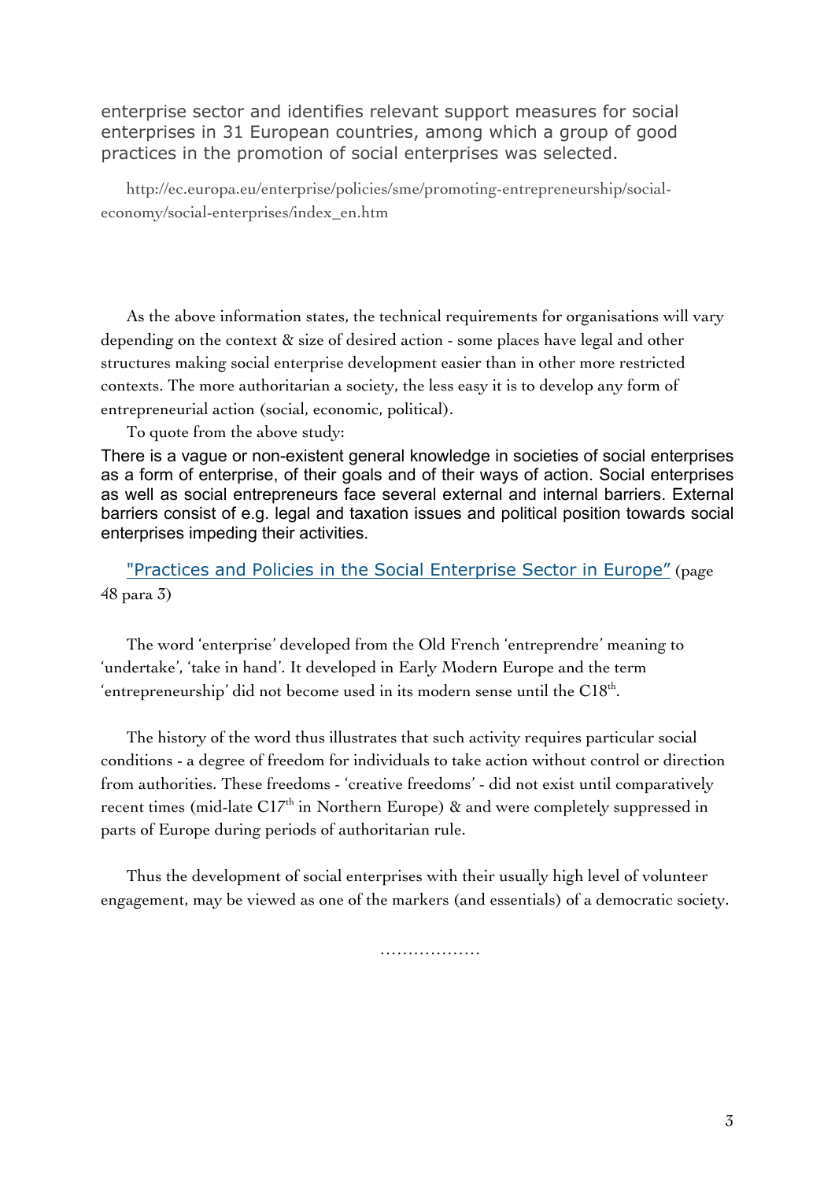enterprise sector and identifies relevant support measures for social enterprises in 31 European countries, among which a group of good practices in the promotion of social enterprises was selected.

http://ec.europa.eu/enterprise/policies/sme/promoting-entrepreneurship/social-economy/social-enterprises/index_en.htm

As the above information states, the technical requirements for organisations will vary depending on the context & size of desired action - some places have legal and other structures making social enterprise development easier than in other more restricted contexts. The more authoritarian a society, the less easy it is to develop any form of entrepreneurial action (social, economic, political).

To quote from the above study:

There is a vague or non-existent general knowledge in societies of social enterprises as a form of enterprise, of their goals and of their ways of action. Social enterprises as well as social entrepreneurs face several external and internal barriers. External barriers consist of e.g. legal and taxation issues and political position towards social enterprises impeding their activities.

"Practices and Policies in the Social Enterprise Sector in Europe" (page 48 para 3)

The word 'enterprise' developed from the Old French 'entreprendre' meaning to 'undertake', 'take in hand'. It developed in Early Modern Europe and the term 'entrepreneurship' did not become used in its modern sense until the C18th.

The history of the word thus illustrates that such activity requires particular social conditions - a degree of freedom for individuals to take action without control or direction from authorities. These freedoms - 'creative freedoms' - did not exist until comparatively recent times (mid-late C17th in Northern Europe) & and were completely suppressed in parts of Europe during periods of authoritarian rule.

Thus the development of social enterprises with their usually high level of volunteer engagement, may be viewed as one of the markers (and essentials) of a democratic society.

………………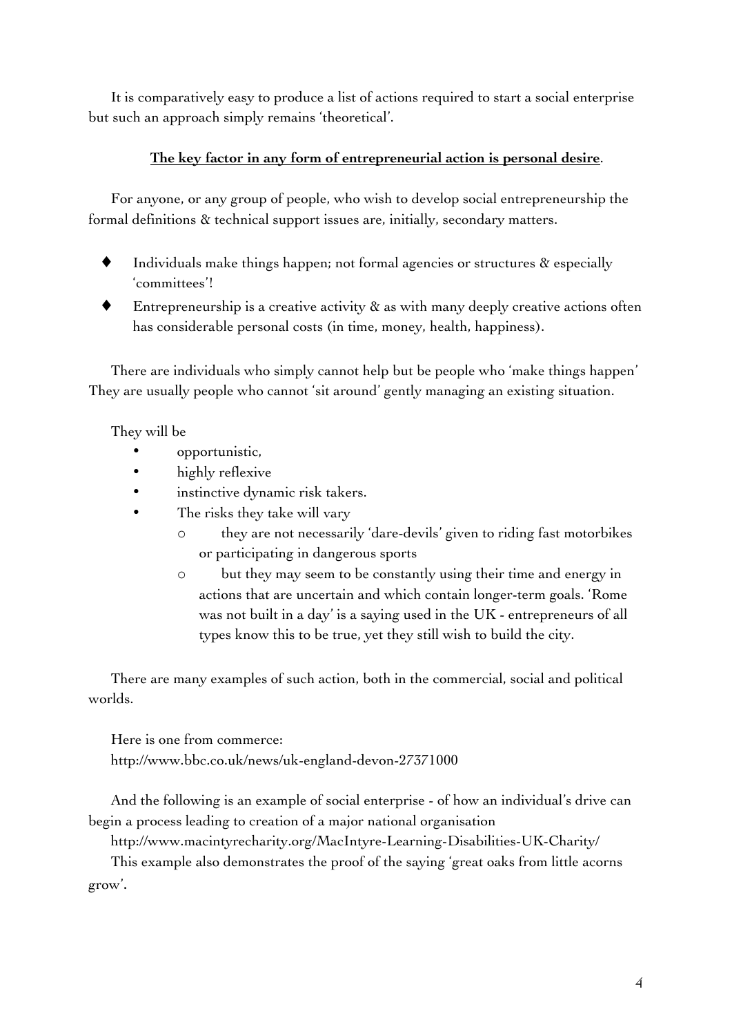It is comparatively easy to produce a list of actions required to start a social enterprise but such an approach simply remains 'theoretical'.

**The key factor in any form of entrepreneurial action is personal desire**.

For anyone, or any group of people, who wish to develop social entrepreneurship the formal definitions & technical support issues are, initially, secondary matters.

- Individuals make things happen; not formal agencies or structures & especially 'committees'!
- Entrepreneurship is a creative activity & as with many deeply creative actions often has considerable personal costs (in time, money, health, happiness).

There are individuals who simply cannot help but be people who 'make things happen' They are usually people who cannot 'sit around' gently managing an existing situation.

They will be

- opportunistic,
- highly reflexive
- instinctive dynamic risk takers.
- The risks they take will vary
  - they are not necessarily 'dare-devils' given to riding fast motorbikes or participating in dangerous sports
  - but they may seem to be constantly using their time and energy in actions that are uncertain and which contain longer-term goals. 'Rome was not built in a day' is a saying used in the UK - entrepreneurs of all types know this to be true, yet they still wish to build the city.

There are many examples of such action, both in the commercial, social and political worlds.

Here is one from commerce:
http://www.bbc.co.uk/news/uk-england-devon-27371000

And the following is an example of social enterprise - of how an individual's drive can begin a process leading to creation of a major national organisation
http://www.macintyrecharity.org/MacIntyre-Learning-Disabilities-UK-Charity/
This example also demonstrates the proof of the saying 'great oaks from little acorns grow'.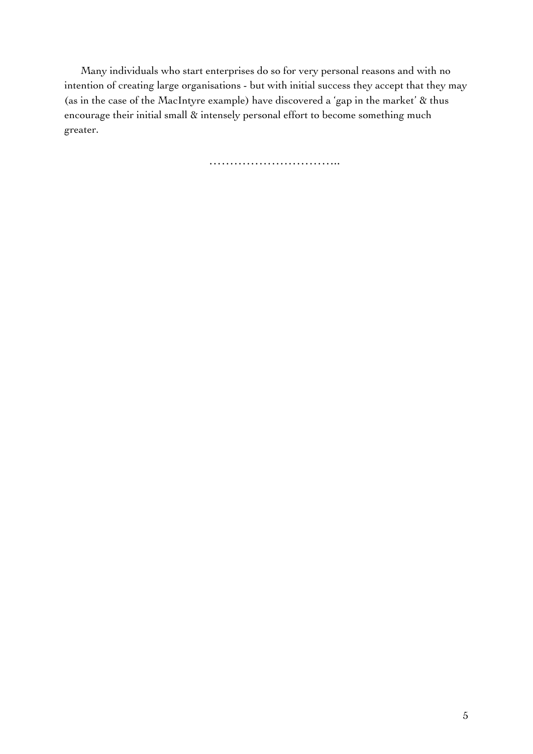Many individuals who start enterprises do so for very personal reasons and with no intention of creating large organisations - but with initial success they accept that they may (as in the case of the MacIntyre example) have discovered a 'gap in the market' & thus encourage their initial small & intensely personal effort to become something much greater.

…………………………..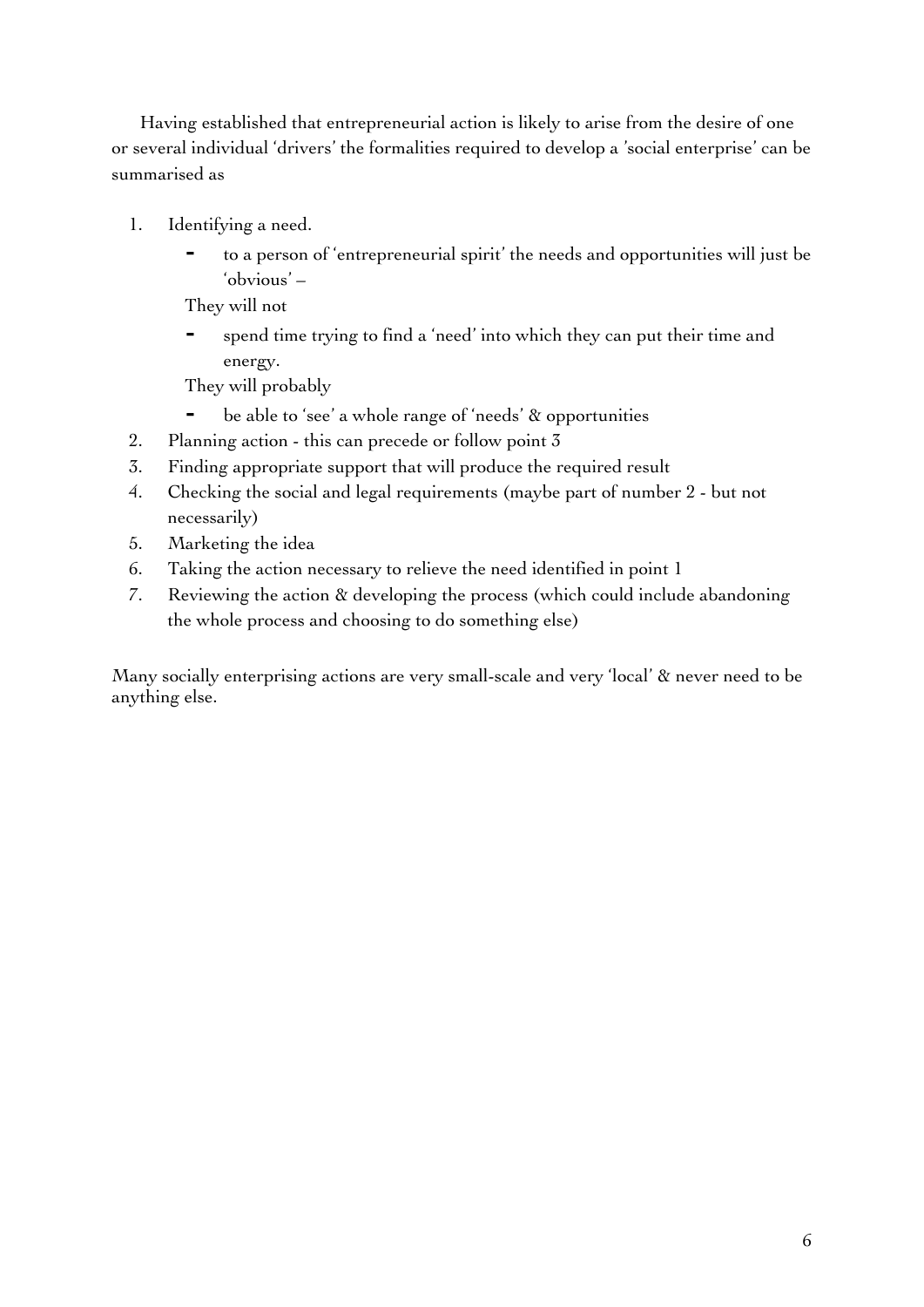Having established that entrepreneurial action is likely to arise from the desire of one or several individual 'drivers' the formalities required to develop a 'social enterprise' can be summarised as

1. Identifying a need.
   - to a person of 'entrepreneurial spirit' the needs and opportunities will just be 'obvious' –

   They will not

   - spend time trying to find a 'need' into which they can put their time and energy.

   They will probably

   - be able to 'see' a whole range of 'needs' & opportunities
2. Planning action - this can precede or follow point 3
3. Finding appropriate support that will produce the required result
4. Checking the social and legal requirements (maybe part of number 2 - but not necessarily)
5. Marketing the idea
6. Taking the action necessary to relieve the need identified in point 1
7. Reviewing the action & developing the process (which could include abandoning the whole process and choosing to do something else)

Many socially enterprising actions are very small-scale and very 'local' & never need to be anything else.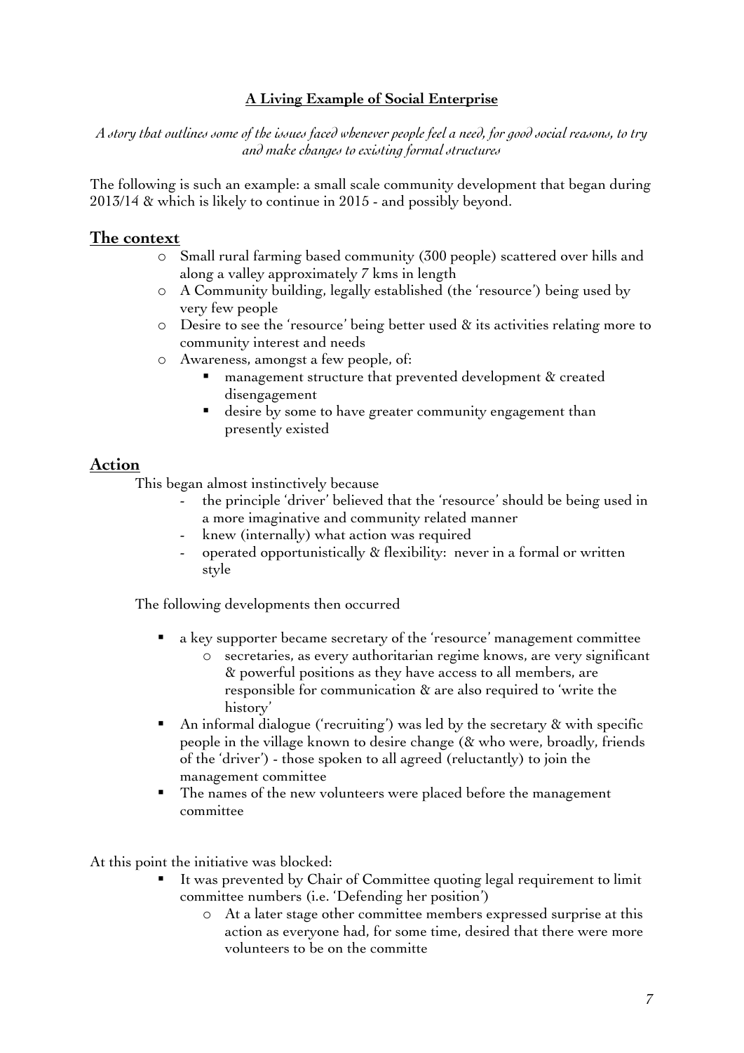**A Living Example of Social Enterprise**

*A story that outlines some of the issues faced whenever people feel a need, for good social reasons, to try and make changes to existing formal structures*

The following is such an example: a small scale community development that began during 2013/14 & which is likely to continue in 2015 - and possibly beyond.

## The context

- Small rural farming based community (300 people) scattered over hills and along a valley approximately 7 kms in length
- A Community building, legally established (the 'resource') being used by very few people
- Desire to see the 'resource' being better used & its activities relating more to community interest and needs
- Awareness, amongst a few people, of:
  - management structure that prevented development & created disengagement
  - desire by some to have greater community engagement than presently existed

## Action

This began almost instinctively because

- the principle 'driver' believed that the 'resource' should be being used in a more imaginative and community related manner
- knew (internally) what action was required
- operated opportunistically & flexibility: never in a formal or written style

The following developments then occurred

- a key supporter became secretary of the 'resource' management committee
  - secretaries, as every authoritarian regime knows, are very significant & powerful positions as they have access to all members, are responsible for communication & are also required to 'write the history'
- An informal dialogue ('recruiting') was led by the secretary & with specific people in the village known to desire change (& who were, broadly, friends of the 'driver') - those spoken to all agreed (reluctantly) to join the management committee
- The names of the new volunteers were placed before the management committee

At this point the initiative was blocked:

- It was prevented by Chair of Committee quoting legal requirement to limit committee numbers (i.e. 'Defending her position')
  - At a later stage other committee members expressed surprise at this action as everyone had, for some time, desired that there were more volunteers to be on the committe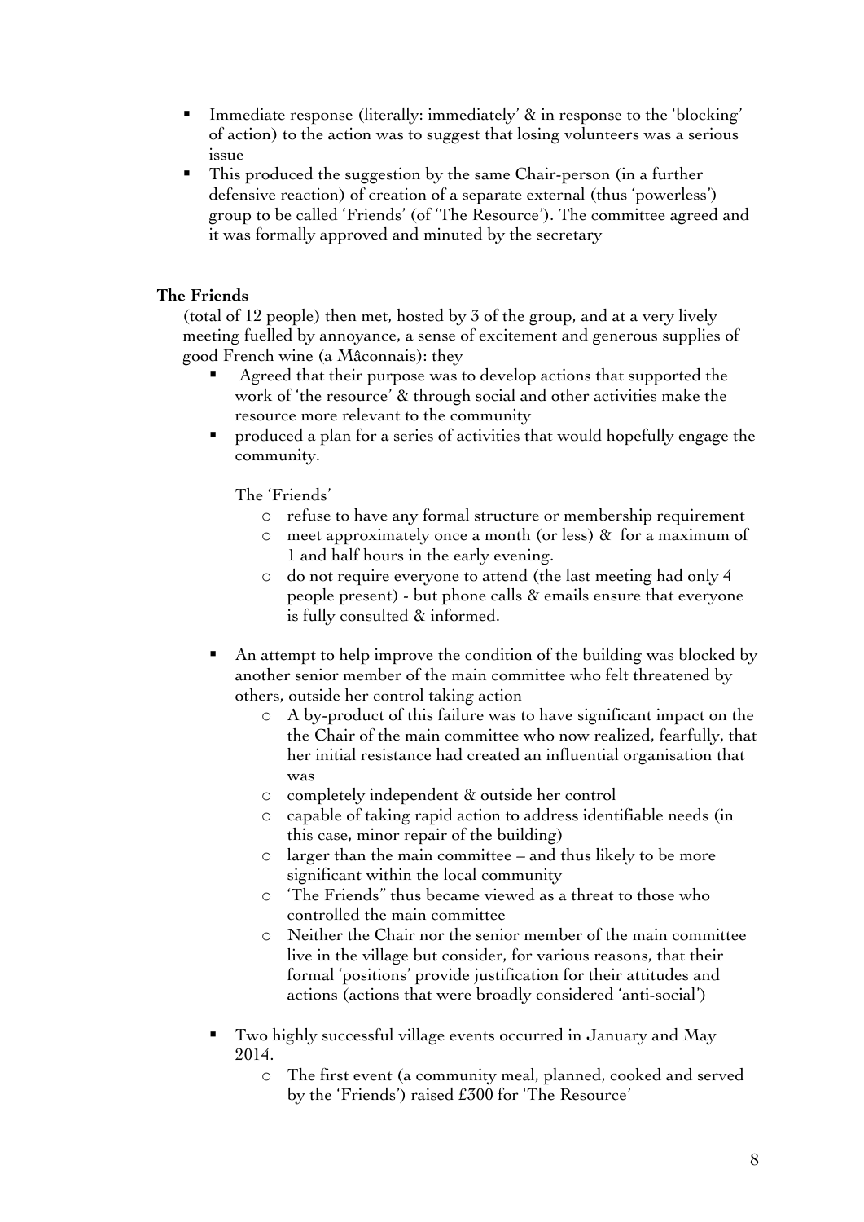- Immediate response (literally: immediately' & in response to the 'blocking' of action) to the action was to suggest that losing volunteers was a serious issue
- This produced the suggestion by the same Chair-person (in a further defensive reaction) of creation of a separate external (thus 'powerless') group to be called 'Friends' (of 'The Resource'). The committee agreed and it was formally approved and minuted by the secretary

**The Friends**

(total of 12 people) then met, hosted by 3 of the group, and at a very lively meeting fuelled by annoyance, a sense of excitement and generous supplies of good French wine (a Mâconnais): they

- Agreed that their purpose was to develop actions that supported the work of 'the resource' & through social and other activities make the resource more relevant to the community
- produced a plan for a series of activities that would hopefully engage the community.

  The 'Friends'

  - refuse to have any formal structure or membership requirement
  - meet approximately once a month (or less) & for a maximum of 1 and half hours in the early evening.
  - do not require everyone to attend (the last meeting had only 4 people present) - but phone calls & emails ensure that everyone is fully consulted & informed.

- An attempt to help improve the condition of the building was blocked by another senior member of the main committee who felt threatened by others, outside her control taking action
  - A by-product of this failure was to have significant impact on the the Chair of the main committee who now realized, fearfully, that her initial resistance had created an influential organisation that was
  - completely independent & outside her control
  - capable of taking rapid action to address identifiable needs (in this case, minor repair of the building)
  - larger than the main committee – and thus likely to be more significant within the local community
  - 'The Friends" thus became viewed as a threat to those who controlled the main committee
  - Neither the Chair nor the senior member of the main committee live in the village but consider, for various reasons, that their formal 'positions' provide justification for their attitudes and actions (actions that were broadly considered 'anti-social')

- Two highly successful village events occurred in January and May 2014.
  - The first event (a community meal, planned, cooked and served by the 'Friends') raised £300 for 'The Resource'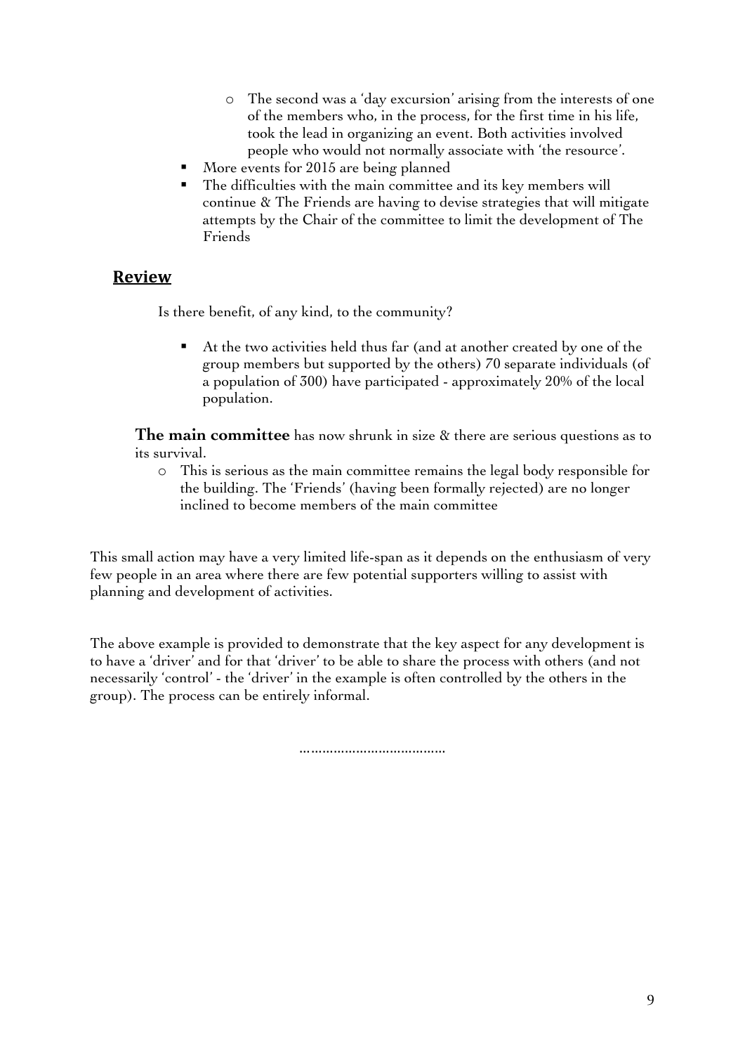- The second was a 'day excursion' arising from the interests of one of the members who, in the process, for the first time in his life, took the lead in organizing an event. Both activities involved people who would not normally associate with 'the resource'.
- More events for 2015 are being planned
- The difficulties with the main committee and its key members will continue & The Friends are having to devise strategies that will mitigate attempts by the Chair of the committee to limit the development of The Friends

## Review

Is there benefit, of any kind, to the community?

- At the two activities held thus far (and at another created by one of the group members but supported by the others) 70 separate individuals (of a population of 300) have participated - approximately 20% of the local population.

**The main committee** has now shrunk in size & there are serious questions as to its survival.

- This is serious as the main committee remains the legal body responsible for the building. The 'Friends' (having been formally rejected) are no longer inclined to become members of the main committee

This small action may have a very limited life-span as it depends on the enthusiasm of very few people in an area where there are few potential supporters willing to assist with planning and development of activities.

The above example is provided to demonstrate that the key aspect for any development is to have a 'driver' and for that 'driver' to be able to share the process with others (and not necessarily 'control' - the 'driver' in the example is often controlled by the others in the group). The process can be entirely informal.

……………………………….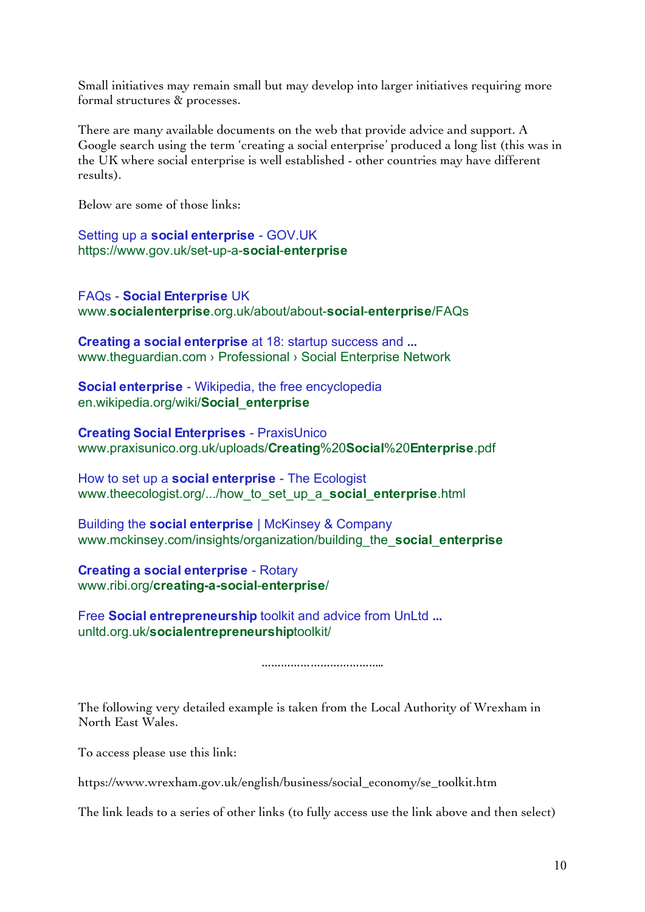Small initiatives may remain small but may develop into larger initiatives requiring more formal structures & processes.

There are many available documents on the web that provide advice and support. A Google search using the term 'creating a social enterprise' produced a long list (this was in the UK where social enterprise is well established - other countries may have different results).

Below are some of those links:

Setting up a **social enterprise** - GOV.UK
https://www.gov.uk/set-up-a-**social-enterprise**

FAQs - **Social Enterprise** UK
www.**socialenterprise**.org.uk/about/about-**social-enterprise**/FAQs

**Creating a social enterprise** at 18: startup success and **...**
www.theguardian.com › Professional › Social Enterprise Network

**Social enterprise** - Wikipedia, the free encyclopedia
en.wikipedia.org/wiki/**Social_enterprise**

**Creating Social Enterprises** - PraxisUnico
www.praxisunico.org.uk/uploads/**Creating**%20**Social**%20**Enterprise**.pdf

How to set up a **social enterprise** - The Ecologist
www.theecologist.org/.../how_to_set_up_a_**social_enterprise**.html

Building the **social enterprise** | McKinsey & Company
www.mckinsey.com/insights/organization/building_the_**social_enterprise**

**Creating a social enterprise** - Rotary
www.ribi.org/**creating-a-social-enterprise**/

Free **Social entrepreneurship** toolkit and advice from UnLtd **...**
unltd.org.uk/**socialentrepreneurship**toolkit/

……………………………..

The following very detailed example is taken from the Local Authority of Wrexham in North East Wales.

To access please use this link:

https://www.wrexham.gov.uk/english/business/social_economy/se_toolkit.htm

The link leads to a series of other links (to fully access use the link above and then select)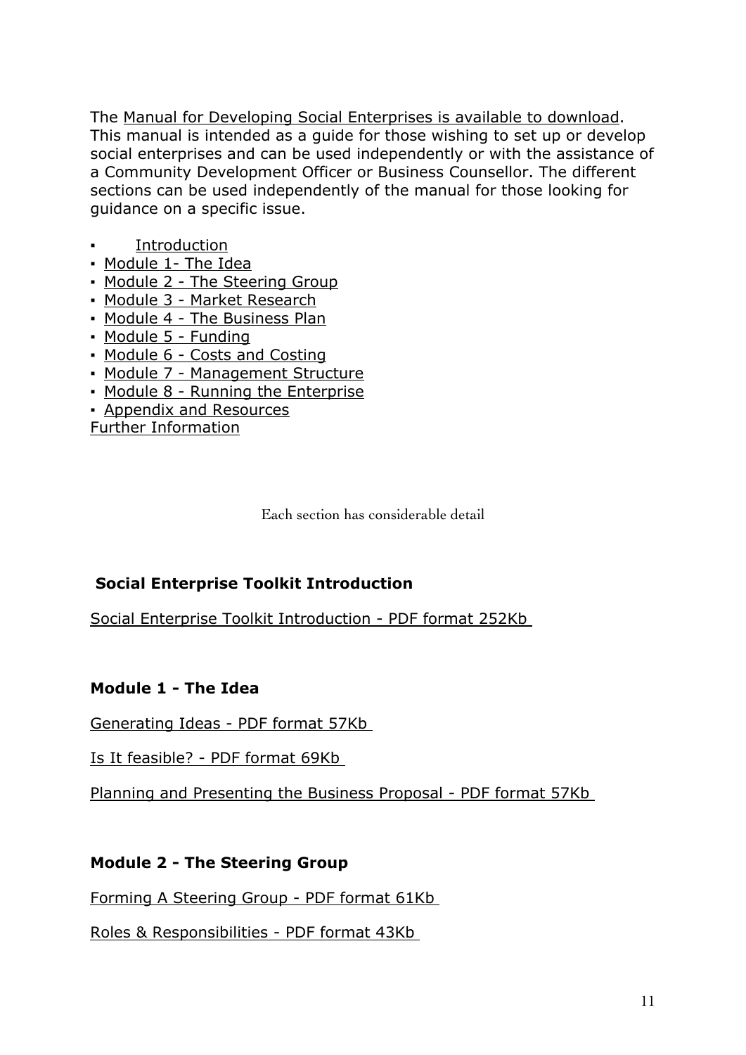The Manual for Developing Social Enterprises is available to download. This manual is intended as a guide for those wishing to set up or develop social enterprises and can be used independently or with the assistance of a Community Development Officer or Business Counsellor. The different sections can be used independently of the manual for those looking for guidance on a specific issue.

- Introduction
- Module 1- The Idea
- Module 2 - The Steering Group
- Module 3 - Market Research
- Module 4 - The Business Plan
- Module 5 - Funding
- Module 6 - Costs and Costing
- Module 7 - Management Structure
- Module 8 - Running the Enterprise
- Appendix and Resources

Further Information

Each section has considerable detail

**Social Enterprise Toolkit Introduction**

Social Enterprise Toolkit Introduction - PDF format 252Kb

**Module 1 - The Idea**

Generating Ideas - PDF format 57Kb

Is It feasible? - PDF format 69Kb

Planning and Presenting the Business Proposal - PDF format 57Kb

**Module 2 - The Steering Group**

Forming A Steering Group - PDF format 61Kb

Roles & Responsibilities - PDF format 43Kb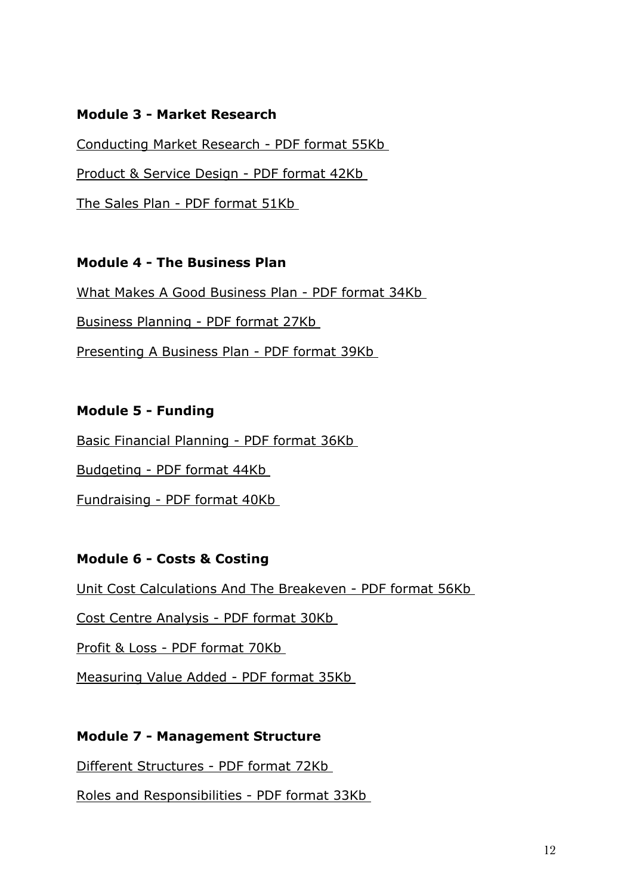**Module 3 - Market Research**

Conducting Market Research - PDF format 55Kb

Product & Service Design - PDF format 42Kb

The Sales Plan - PDF format 51Kb

**Module 4 - The Business Plan**

What Makes A Good Business Plan - PDF format 34Kb

Business Planning - PDF format 27Kb

Presenting A Business Plan - PDF format 39Kb

**Module 5 - Funding**

Basic Financial Planning - PDF format 36Kb

Budgeting - PDF format 44Kb

Fundraising - PDF format 40Kb

**Module 6 - Costs & Costing**

Unit Cost Calculations And The Breakeven - PDF format 56Kb

Cost Centre Analysis - PDF format 30Kb

Profit & Loss - PDF format 70Kb

Measuring Value Added - PDF format 35Kb

**Module 7 - Management Structure**

Different Structures - PDF format 72Kb

Roles and Responsibilities - PDF format 33Kb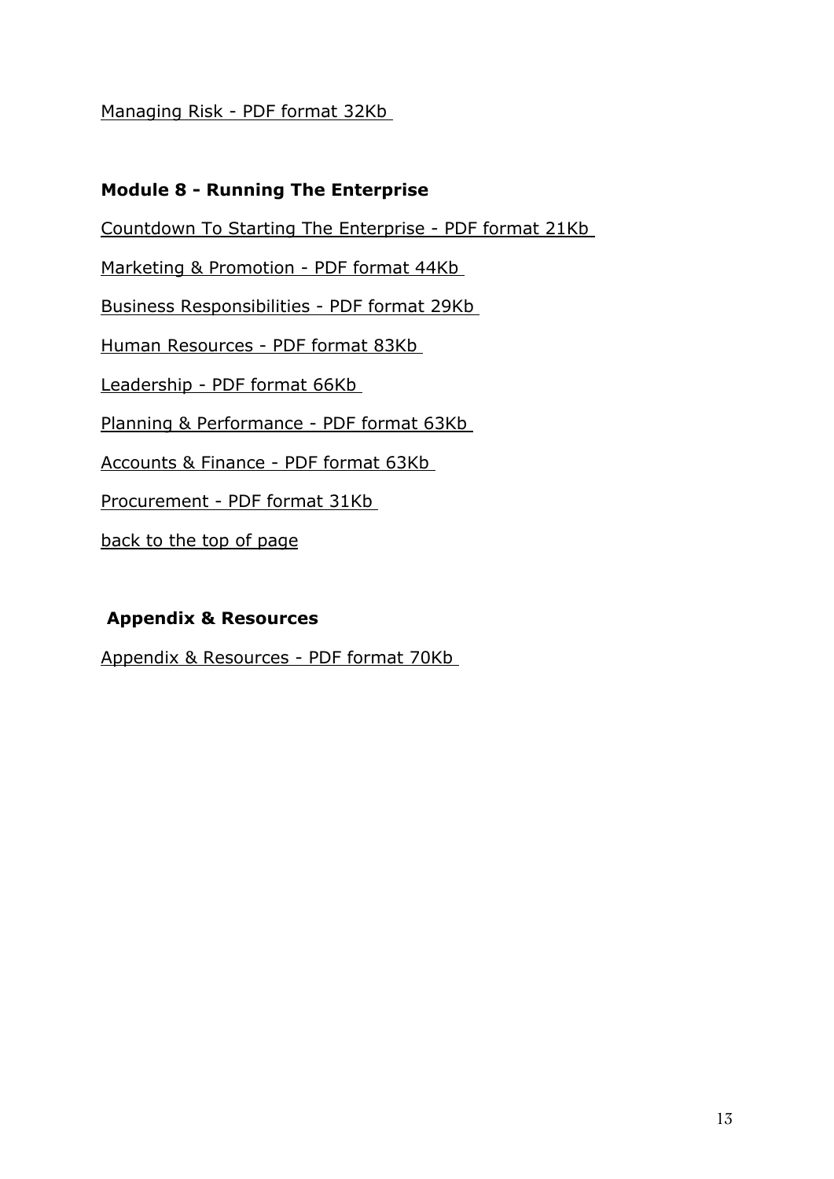Managing Risk - PDF format 32Kb

## Module 8 - Running The Enterprise

Countdown To Starting The Enterprise - PDF format 21Kb

Marketing & Promotion - PDF format 44Kb

Business Responsibilities - PDF format 29Kb

Human Resources - PDF format 83Kb

Leadership - PDF format 66Kb

Planning & Performance - PDF format 63Kb

Accounts & Finance - PDF format 63Kb

Procurement - PDF format 31Kb

back to the top of page

## Appendix & Resources

Appendix & Resources - PDF format 70Kb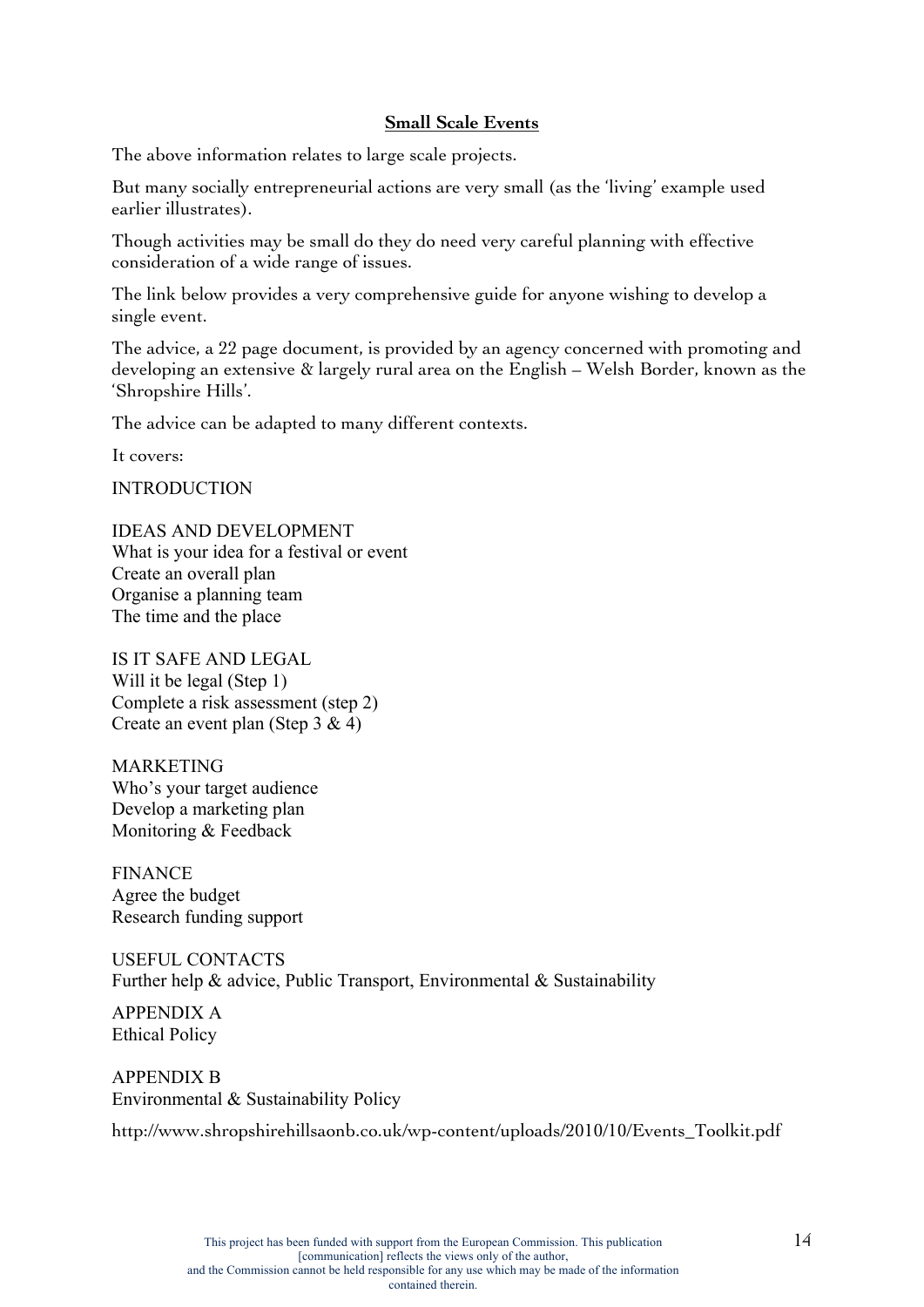## Small Scale Events

The above information relates to large scale projects.

But many socially entrepreneurial actions are very small (as the 'living' example used earlier illustrates).

Though activities may be small do they do need very careful planning with effective consideration of a wide range of issues.

The link below provides a very comprehensive guide for anyone wishing to develop a single event.

The advice, a 22 page document, is provided by an agency concerned with promoting and developing an extensive & largely rural area on the English – Welsh Border, known as the 'Shropshire Hills'.

The advice can be adapted to many different contexts.

It covers:

INTRODUCTION

IDEAS AND DEVELOPMENT
What is your idea for a festival or event
Create an overall plan
Organise a planning team
The time and the place

IS IT SAFE AND LEGAL
Will it be legal (Step 1)
Complete a risk assessment (step 2)
Create an event plan (Step 3 & 4)

MARKETING
Who's your target audience
Develop a marketing plan
Monitoring & Feedback

FINANCE
Agree the budget
Research funding support

USEFUL CONTACTS
Further help & advice, Public Transport, Environmental & Sustainability

APPENDIX A
Ethical Policy

APPENDIX B
Environmental & Sustainability Policy

http://www.shropshirehillsaonb.co.uk/wp-content/uploads/2010/10/Events_Toolkit.pdf

This project has been funded with support from the European Commission. This publication [communication] reflects the views only of the author, and the Commission cannot be held responsible for any use which may be made of the information contained therein.